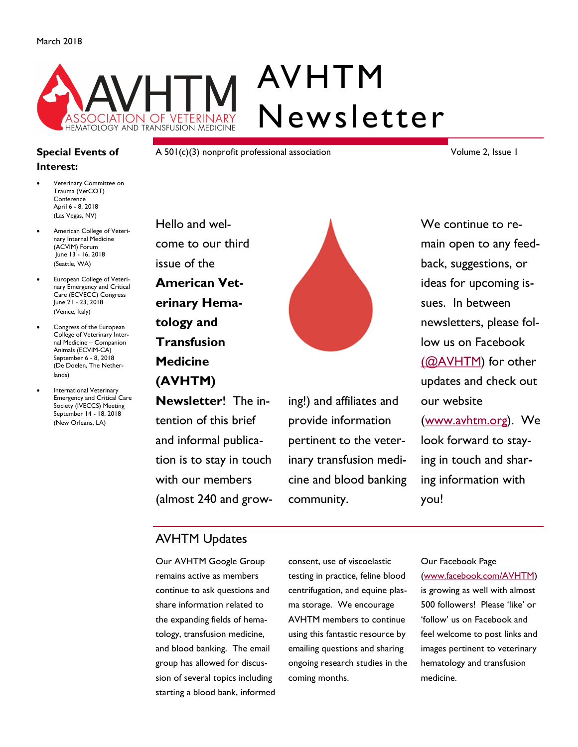March 2018

# AVHTM Newsletter

A 501(c)(3) nonprofit professional association

Volume 2, Issue 1

**Special Events of Interest:**

- Veterinary Committee on Trauma (VetCOT) Conference April 6 - 8, 2018 (Las Vegas, NV)
- American College of Veterinary Internal Medicine (ACVIM) Forum June 13 - 16, 2018 (Seattle, WA)
- European College of Veterinary Emergency and Critical Care (ECVECC) Congress June 21 - 23, 2018 (Venice, Italy)
- Congress of the European College of Veterinary Internal Medicine – Companion Animals (ECVIM-CA) September 6 - 8, 2018 (De Doelen, The Netherlands)
- International Veterinary Emergency and Critical Care Society (IVECCS) Meeting September 14 - 18, 2018 (New Orleans, LA)

Hello and welcome to our third issue of the **American Veterinary Hematology and Transfusion Medicine (AVHTM) Newsletter**! The intention of this brief and informal publication is to stay in touch with our members (almost 240 and growing!) and affiliates and provide information pertinent to the veterinary transfusion medicine and blood banking community.

We continue to remain open to any feedback, suggestions, or ideas for upcoming issues. In between newsletters, please follow us on Facebook (@AVHTM) for other updates and check out our website (www.avhtm.org). We look forward to staying in touch and sharing information with you!

## AVHTM Updates

Our AVHTM Google Group remains active as members continue to ask questions and share information related to the expanding fields of hematology, transfusion medicine, and blood banking. The email group has allowed for discussion of several topics including starting a blood bank, informed consent, use of viscoelastic testing in practice, feline blood centrifugation, and equine plasma storage. We encourage AVHTM members to continue using this fantastic resource by emailing questions and sharing ongoing research studies in the coming months.

Our Facebook Page (www.facebook.com/AVHTM) is growing as well with almost 500 followers! Please 'like' or 'follow' us on Facebook and feel welcome to post links and images pertinent to veterinary hematology and transfusion medicine.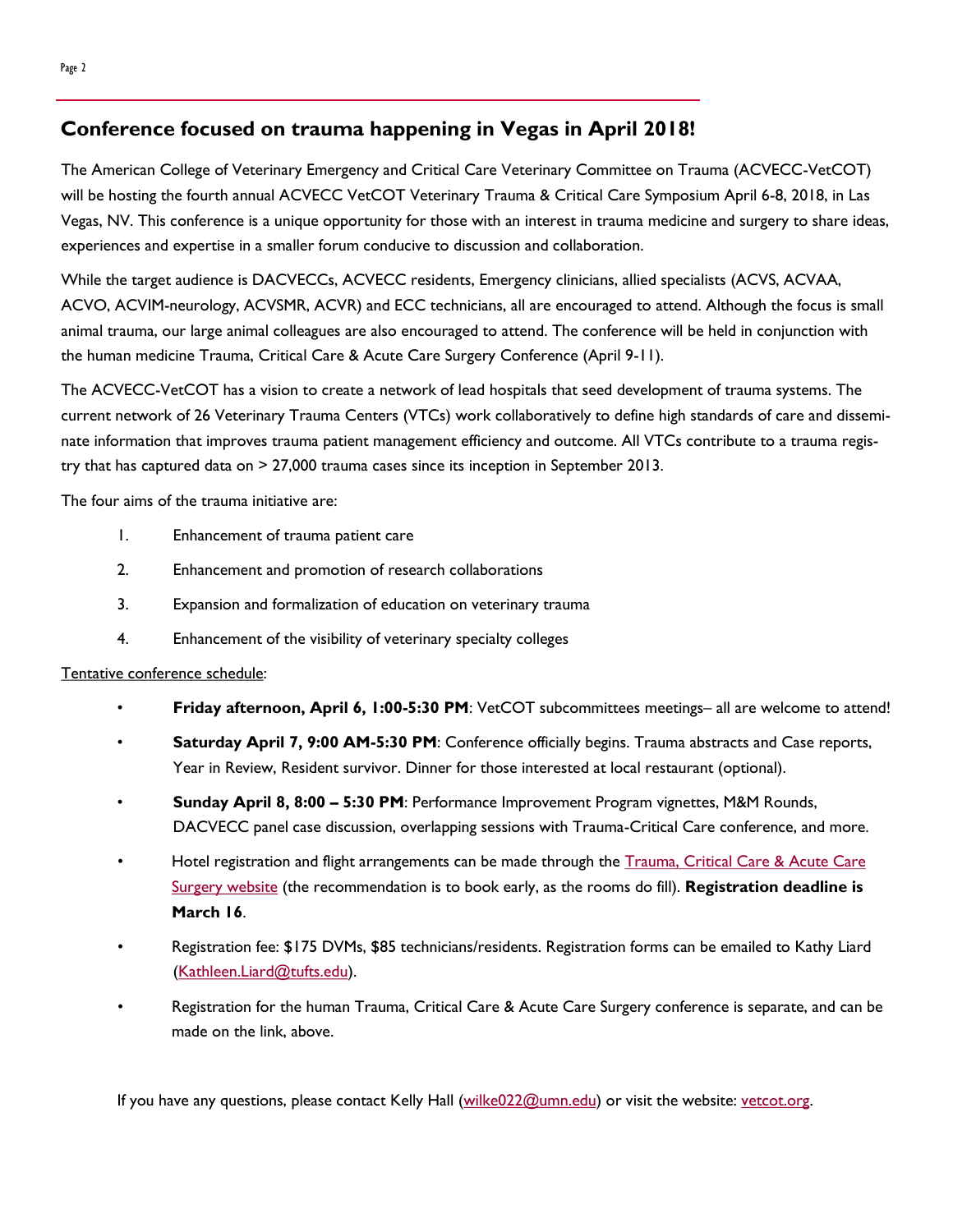## Conference focused on trauma happening in Vegas in April 2018!

The American College of Veterinary Emergency and Critical Care Veterinary Committee on Trauma (ACVECC-VetCOT) will be hosting the fourth annual ACVECC VetCOT Veterinary Trauma & Critical Care Symposium April 6-8, 2018, in Las Vegas, NV. This conference is a unique opportunity for those with an interest in trauma medicine and surgery to share ideas, experiences and expertise in a smaller forum conducive to discussion and collaboration.

While the target audience is DACVECCs, ACVECC residents, Emergency clinicians, allied specialists (ACVS, ACVAA, ACVO, ACVIM-neurology, ACVSMR, ACVR) and ECC technicians, all are encouraged to attend. Although the focus is small animal trauma, our large animal colleagues are also encouraged to attend. The conference will be held in conjunction with the human medicine Trauma, Critical Care & Acute Care Surgery Conference (April 9-11).

The ACVECC-VetCOT has a vision to create a network of lead hospitals that seed development of trauma systems. The current network of 26 Veterinary Trauma Centers (VTCs) work collaboratively to define high standards of care and disseminate information that improves trauma patient management efficiency and outcome. All VTCs contribute to a trauma registry that has captured data on > 27,000 trauma cases since its inception in September 2013.

The four aims of the trauma initiative are:

1. Enhancement of trauma patient care
2. Enhancement and promotion of research collaborations
3. Expansion and formalization of education on veterinary trauma
4. Enhancement of the visibility of veterinary specialty colleges

Tentative conference schedule:

- **Friday afternoon, April 6, 1:00-5:30 PM**: VetCOT subcommittees meetings– all are welcome to attend!
- **Saturday April 7, 9:00 AM-5:30 PM**: Conference officially begins. Trauma abstracts and Case reports, Year in Review, Resident survivor. Dinner for those interested at local restaurant (optional).
- **Sunday April 8, 8:00 – 5:30 PM**: Performance Improvement Program vignettes, M&M Rounds, DACVECC panel case discussion, overlapping sessions with Trauma-Critical Care conference, and more.
- Hotel registration and flight arrangements can be made through the Trauma, Critical Care & Acute Care Surgery website (the recommendation is to book early, as the rooms do fill). **Registration deadline is March 16**.
- Registration fee: $175 DVMs, $85 technicians/residents. Registration forms can be emailed to Kathy Liard (Kathleen.Liard@tufts.edu).
- Registration for the human Trauma, Critical Care & Acute Care Surgery conference is separate, and can be made on the link, above.

If you have any questions, please contact Kelly Hall (wilke022@umn.edu) or visit the website: vetcot.org.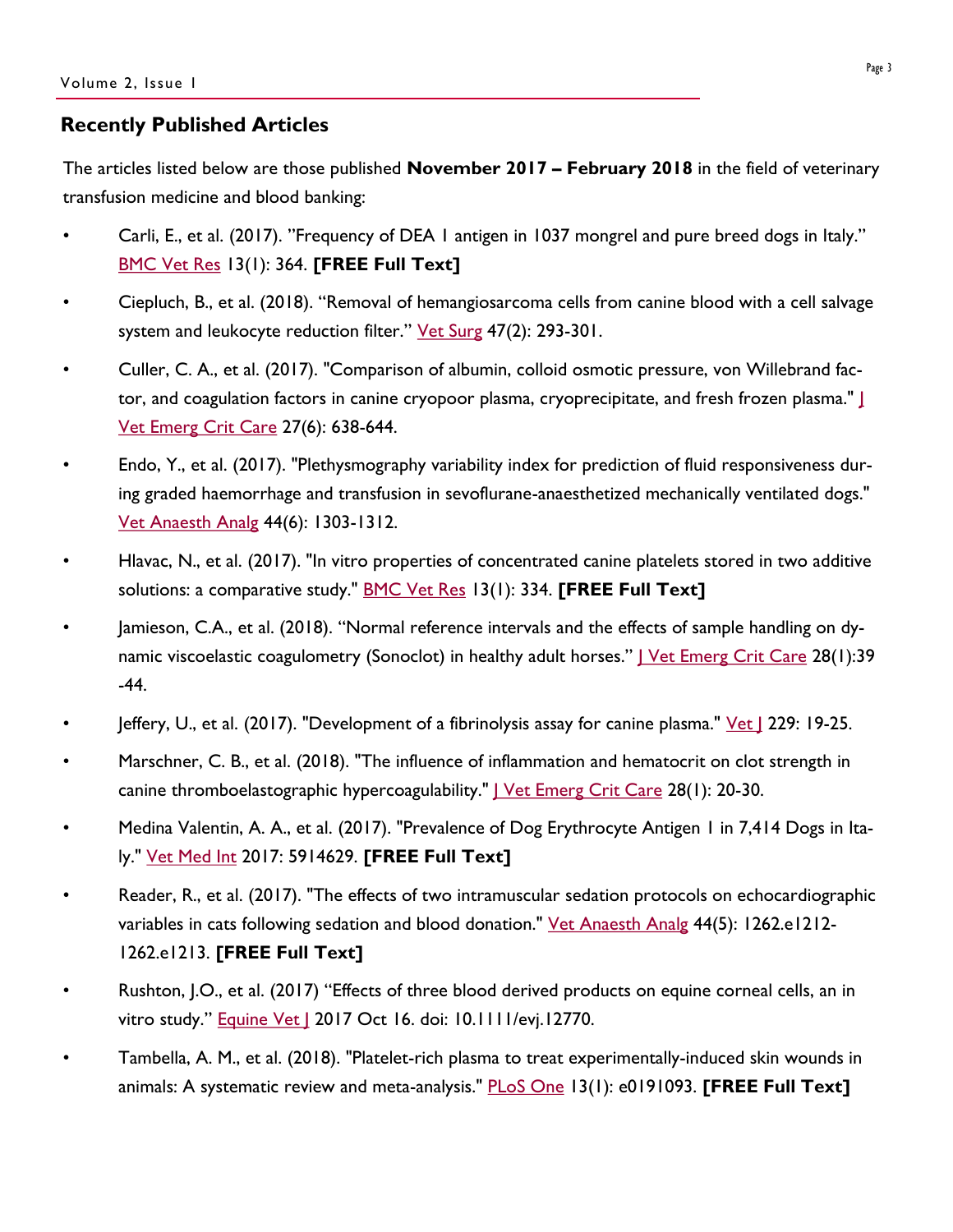## Recently Published Articles

The articles listed below are those published **November 2017 – February 2018** in the field of veterinary transfusion medicine and blood banking:

- Carli, E., et al. (2017). "Frequency of DEA 1 antigen in 1037 mongrel and pure breed dogs in Italy." BMC Vet Res 13(1): 364. **[FREE Full Text]**
- Ciepluch, B., et al. (2018). "Removal of hemangiosarcoma cells from canine blood with a cell salvage system and leukocyte reduction filter." Vet Surg 47(2): 293-301.
- Culler, C. A., et al. (2017). "Comparison of albumin, colloid osmotic pressure, von Willebrand factor, and coagulation factors in canine cryopoor plasma, cryoprecipitate, and fresh frozen plasma." J Vet Emerg Crit Care 27(6): 638-644.
- Endo, Y., et al. (2017). "Plethysmography variability index for prediction of fluid responsiveness during graded haemorrhage and transfusion in sevoflurane-anaesthetized mechanically ventilated dogs." Vet Anaesth Analg 44(6): 1303-1312.
- Hlavac, N., et al. (2017). "In vitro properties of concentrated canine platelets stored in two additive solutions: a comparative study." BMC Vet Res 13(1): 334. **[FREE Full Text]**
- Jamieson, C.A., et al. (2018). "Normal reference intervals and the effects of sample handling on dynamic viscoelastic coagulometry (Sonoclot) in healthy adult horses." J Vet Emerg Crit Care 28(1):39-44.
- Jeffery, U., et al. (2017). "Development of a fibrinolysis assay for canine plasma." Vet J 229: 19-25.
- Marschner, C. B., et al. (2018). "The influence of inflammation and hematocrit on clot strength in canine thromboelastographic hypercoagulability." J Vet Emerg Crit Care 28(1): 20-30.
- Medina Valentin, A. A., et al. (2017). "Prevalence of Dog Erythrocyte Antigen 1 in 7,414 Dogs in Italy." Vet Med Int 2017: 5914629. **[FREE Full Text]**
- Reader, R., et al. (2017). "The effects of two intramuscular sedation protocols on echocardiographic variables in cats following sedation and blood donation." Vet Anaesth Analg 44(5): 1262.e1212-1262.e1213. **[FREE Full Text]**
- Rushton, J.O., et al. (2017) "Effects of three blood derived products on equine corneal cells, an in vitro study." Equine Vet J 2017 Oct 16. doi: 10.1111/evj.12770.
- Tambella, A. M., et al. (2018). "Platelet-rich plasma to treat experimentally-induced skin wounds in animals: A systematic review and meta-analysis." PLoS One 13(1): e0191093. **[FREE Full Text]**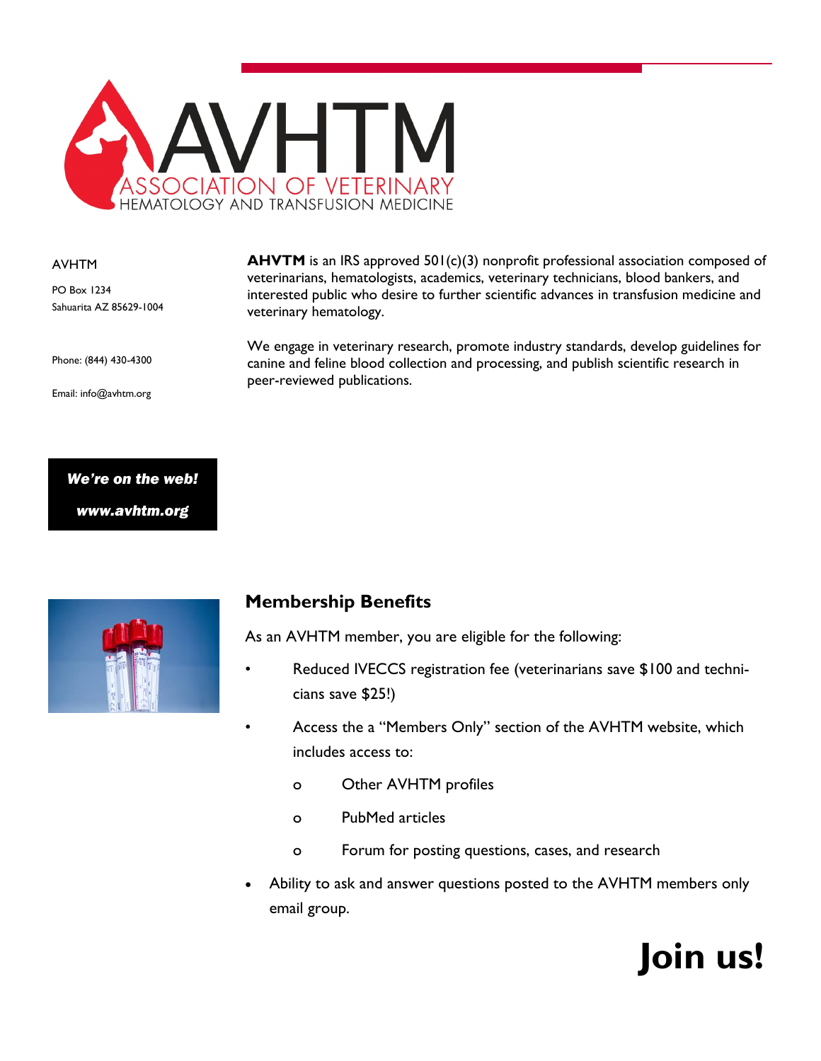# AVHTM

ASSOCIATION OF VETERINARY HEMATOLOGY AND TRANSFUSION MEDICINE

AVHTM

PO Box 1234
Sahuarita AZ 85629-1004

Phone: (844) 430-4300

Email: info@avhtm.org

***We're on the web!***

***www.avhtm.org***

**AHVTM** is an IRS approved 501(c)(3) nonprofit professional association composed of veterinarians, hematologists, academics, veterinary technicians, blood bankers, and interested public who desire to further scientific advances in transfusion medicine and veterinary hematology.

We engage in veterinary research, promote industry standards, develop guidelines for canine and feline blood collection and processing, and publish scientific research in peer-reviewed publications.

## Membership Benefits

As an AVHTM member, you are eligible for the following:

- Reduced IVECCS registration fee (veterinarians save $100 and technicians save $25!)
- Access the a "Members Only" section of the AVHTM website, which includes access to:
  - Other AVHTM profiles
  - PubMed articles
  - Forum for posting questions, cases, and research
- Ability to ask and answer questions posted to the AVHTM members only email group.

# Join us!